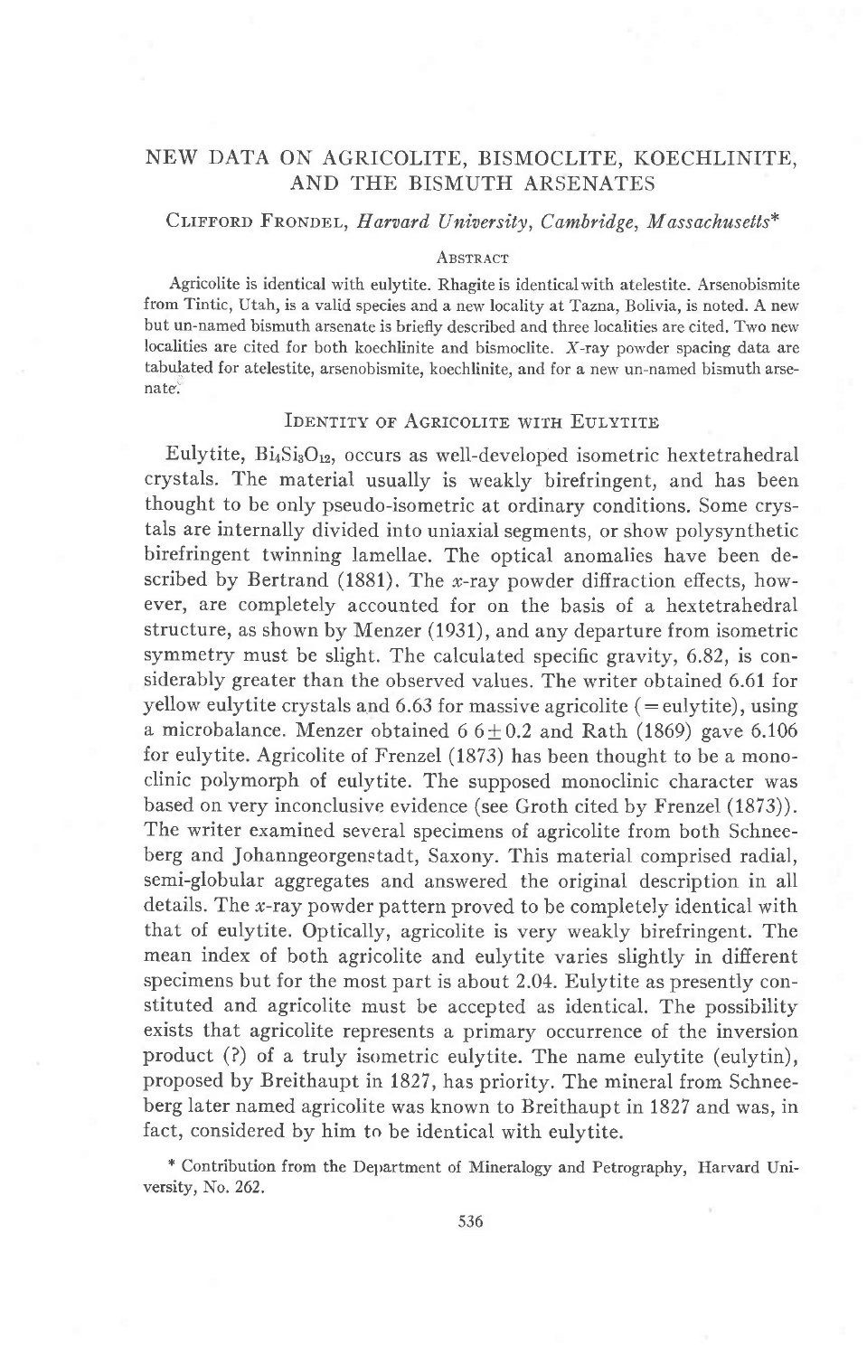# NEW DATA ON AGRICOLITE, BISMOCLITE, KOECHLINITE, AND THE BISMUTH ARSENATES

Clifford Frondel, *Harvard University, Cambridge, Massachusetts**

## Abstract

Agricolite is identical with eulytite. Rhagite is identical with atelestite. Arsenobismite from Tintic, Utah, is a valid species and a new locality at Tazna, Bolivia, is noted. A new but un-named bismuth arsenate is briefly described and three localities are cited. Two new localities are cited for both koechlinite and bismoclite. *X*-ray powder spacing data are tabulated for atelestite, arsenobismite, koechlinite, and for a new un-named bismuth arsenate.

## Identity of Agricolite with Eulytite

Eulytite, $Bi_4Si_3O_{12}$, occurs as well-developed isometric hextetrahedral crystals. The material usually is weakly birefringent, and has been thought to be only pseudo-isometric at ordinary conditions. Some crystals are internally divided into uniaxial segments, or show polysynthetic birefringent twinning lamellae. The optical anomalies have been described by Bertrand (1881). The *x*-ray powder diffraction effects, however, are completely accounted for on the basis of a hextetrahedral structure, as shown by Menzer (1931), and any departure from isometric symmetry must be slight. The calculated specific gravity, 6.82, is considerably greater than the observed values. The writer obtained 6.61 for yellow eulytite crystals and 6.63 for massive agricolite (=eulytite), using a microbalance. Menzer obtained 6 $6 \pm 0.2$ and Rath (1869) gave 6.106 for eulytite. Agricolite of Frenzel (1873) has been thought to be a monoclinic polymorph of eulytite. The supposed monoclinic character was based on very inconclusive evidence (see Groth cited by Frenzel (1873)). The writer examined several specimens of agricolite from both Schneeberg and Johanngeorgenstadt, Saxony. This material comprised radial, semi-globular aggregates and answered the original description in all details. The *x*-ray powder pattern proved to be completely identical with that of eulytite. Optically, agricolite is very weakly birefringent. The mean index of both agricolite and eulytite varies slightly in different specimens but for the most part is about 2.04. Eulytite as presently constituted and agricolite must be accepted as identical. The possibility exists that agricolite represents a primary occurrence of the inversion product (?) of a truly isometric eulytite. The name eulytite (eulytin), proposed by Breithaupt in 1827, has priority. The mineral from Schneeberg later named agricolite was known to Breithaupt in 1827 and was, in fact, considered by him to be identical with eulytite.

\* Contribution from the Department of Mineralogy and Petrography, Harvard University, No. 262.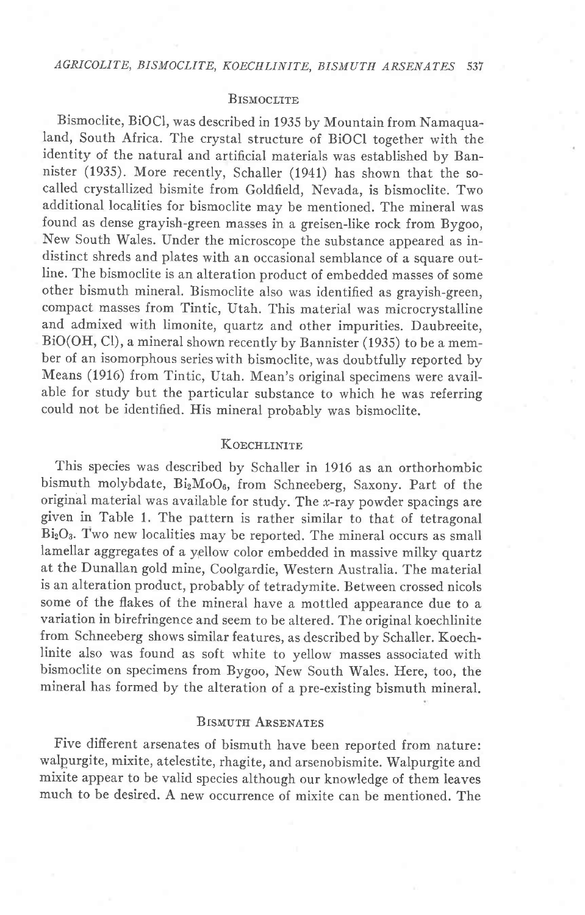## Bismoclite

Bismoclite, BiOCl, was described in 1935 by Mountain from Namaqualand, South Africa. The crystal structure of BiOCl together with the identity of the natural and artificial materials was established by Bannister (1935). More recently, Schaller (1941) has shown that the so-called crystallized bismite from Goldfield, Nevada, is bismoclite. Two additional localities for bismoclite may be mentioned. The mineral was found as dense grayish-green masses in a greisen-like rock from Bygoo, New South Wales. Under the microscope the substance appeared as indistinct shreds and plates with an occasional semblance of a square outline. The bismoclite is an alteration product of embedded masses of some other bismuth mineral. Bismoclite also was identified as grayish-green, compact masses from Tintic, Utah. This material was microcrystalline and admixed with limonite, quartz and other impurities. Daubreeite, BiO(OH, Cl), a mineral shown recently by Bannister (1935) to be a member of an isomorphous series with bismoclite, was doubtfully reported by Means (1916) from Tintic, Utah. Mean's original specimens were available for study but the particular substance to which he was referring could not be identified. His mineral probably was bismoclite.

## Koechlinite

This species was described by Schaller in 1916 as an orthorhombic bismuth molybdate, $Bi_2MoO_6$, from Schneeberg, Saxony. Part of the original material was available for study. The *x*-ray powder spacings are given in Table 1. The pattern is rather similar to that of tetragonal $Bi_2O_3$. Two new localities may be reported. The mineral occurs as small lamellar aggregates of a yellow color embedded in massive milky quartz at the Dunallan gold mine, Coolgardie, Western Australia. The material is an alteration product, probably of tetradymite. Between crossed nicols some of the flakes of the mineral have a mottled appearance due to a variation in birefringence and seem to be altered. The original koechlinite from Schneeberg shows similar features, as described by Schaller. Koechlinite also was found as soft white to yellow masses associated with bismoclite on specimens from Bygoo, New South Wales. Here, too, the mineral has formed by the alteration of a pre-existing bismuth mineral.

## Bismuth Arsenates

Five different arsenates of bismuth have been reported from nature: walpurgite, mixite, atelestite, rhagite, and arsenobismite. Walpurgite and mixite appear to be valid species although our knowledge of them leaves much to be desired. A new occurrence of mixite can be mentioned. The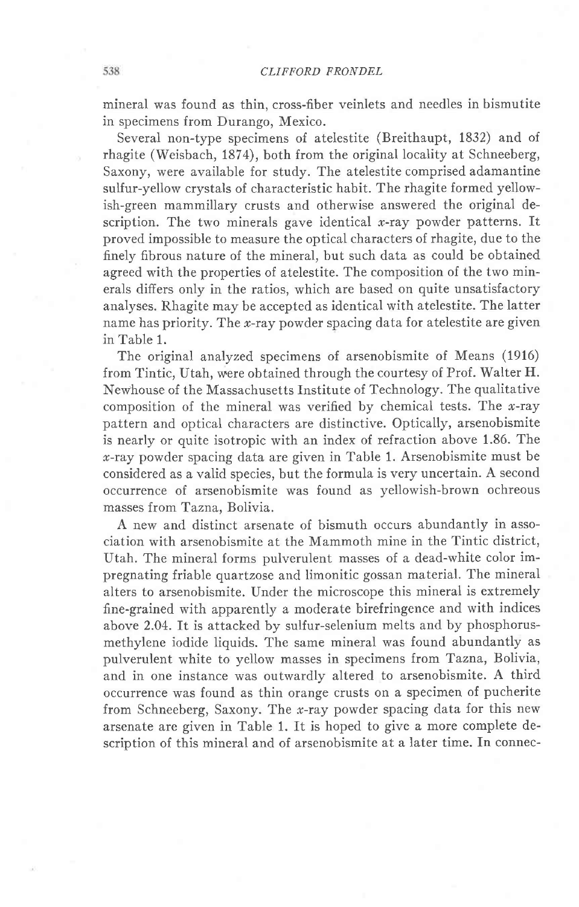mineral was found as thin, cross-fiber veinlets and needles in bismutite in specimens from Durango, Mexico.

Several non-type specimens of atelestite (Breithaupt, 1832) and of rhagite (Weisbach, 1874), both from the original locality at Schneeberg, Saxony, were available for study. The atelestite comprised adamantine sulfur-yellow crystals of characteristic habit. The rhagite formed yellowish-green mammillary crusts and otherwise answered the original description. The two minerals gave identical *x*-ray powder patterns. It proved impossible to measure the optical characters of rhagite, due to the finely fibrous nature of the mineral, but such data as could be obtained agreed with the properties of atelestite. The composition of the two minerals differs only in the ratios, which are based on quite unsatisfactory analyses. Rhagite may be accepted as identical with atelestite. The latter name has priority. The *x*-ray powder spacing data for atelestite are given in Table 1.

The original analyzed specimens of arsenobismite of Means (1916) from Tintic, Utah, were obtained through the courtesy of Prof. Walter H. Newhouse of the Massachusetts Institute of Technology. The qualitative composition of the mineral was verified by chemical tests. The *x*-ray pattern and optical characters are distinctive. Optically, arsenobismite is nearly or quite isotropic with an index of refraction above 1.86. The *x*-ray powder spacing data are given in Table 1. Arsenobismite must be considered as a valid species, but the formula is very uncertain. A second occurrence of arsenobismite was found as yellowish-brown ochreous masses from Tazna, Bolivia.

A new and distinct arsenate of bismuth occurs abundantly in association with arsenobismite at the Mammoth mine in the Tintic district, Utah. The mineral forms pulverulent masses of a dead-white color impregnating friable quartzose and limonitic gossan material. The mineral alters to arsenobismite. Under the microscope this mineral is extremely fine-grained with apparently a moderate birefringence and with indices above 2.04. It is attacked by sulfur-selenium melts and by phosphorus-methylene iodide liquids. The same mineral was found abundantly as pulverulent white to yellow masses in specimens from Tazna, Bolivia, and in one instance was outwardly altered to arsenobismite. A third occurrence was found as thin orange crusts on a specimen of pucherite from Schneeberg, Saxony. The *x*-ray powder spacing data for this new arsenate are given in Table 1. It is hoped to give a more complete description of this mineral and of arsenobismite at a later time. In connec-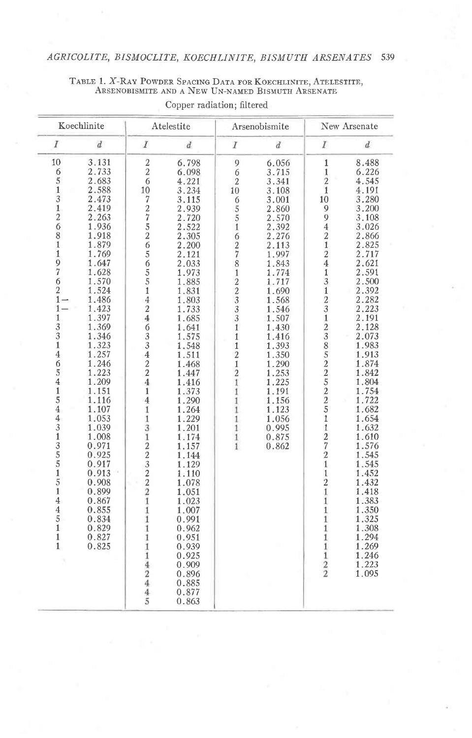TABLE 1. X-RAY POWDER SPACING DATA FOR KOECHLINITE, ATELESTITE, ARSENOBISMITE AND A NEW UN-NAMED BISMUTH ARSENATE

Copper radiation; filtered

| Koechlinite | | Atelestite | | Arsenobismite | | New Arsenate | |
|---|---|---|---|---|---|---|---|
| *I* | *d* | *I* | *d* | *I* | *d* | *I* | *d* |
| 10 | 3.131 | 2 | 6.798 | 9 | 6.056 | 1 | 8.488 |
| 6 | 2.733 | 2 | 6.098 | 6 | 3.715 | 1 | 6.226 |
| 5 | 2.683 | 6 | 4.221 | 2 | 3.341 | 2 | 4.545 |
| 1 | 2.588 | 10 | 3.234 | 10 | 3.108 | 1 | 4.191 |
| 3 | 2.473 | 7 | 3.115 | 6 | 3.001 | 10 | 3.280 |
| 1 | 2.419 | 2 | 2.939 | 5 | 2.860 | 9 | 3.200 |
| 2 | 2.263 | 7 | 2.720 | 5 | 2.570 | 9 | 3.108 |
| 6 | 1.936 | 5 | 2.522 | 1 | 2.392 | 4 | 3.026 |
| 8 | 1.918 | 2 | 2.305 | 6 | 2.276 | 2 | 2.866 |
| 1 | 1.879 | 6 | 2.200 | 2 | 2.113 | 1 | 2.825 |
| 1 | 1.769 | 5 | 2.121 | 7 | 1.997 | 2 | 2.717 |
| 9 | 1.647 | 6 | 2.033 | 8 | 1.843 | 4 | 2.621 |
| 7 | 1.628 | 5 | 1.973 | 1 | 1.774 | 1 | 2.591 |
| 6 | 1.570 | 5 | 1.885 | 2 | 1.717 | 3 | 2.500 |
| 2 | 1.524 | 1 | 1.831 | 2 | 1.690 | 1 | 2.392 |
| 1− | 1.486 | 4 | 1.803 | 3 | 1.568 | 2 | 2.282 |
| 1− | 1.423 | 2 | 1.733 | 3 | 1.546 | 3 | 2.223 |
| 1 | 1.397 | 4 | 1.685 | 3 | 1.507 | 1 | 2.191 |
| 3 | 1.369 | 6 | 1.641 | 1 | 1.430 | 2 | 2.128 |
| 3 | 1.346 | 3 | 1.575 | 1 | 1.416 | 3 | 2.073 |
| 1 | 1.323 | 3 | 1.548 | 1 | 1.393 | 8 | 1.983 |
| 4 | 1.257 | 4 | 1.511 | 2 | 1.350 | 5 | 1.913 |
| 6 | 1.246 | 2 | 1.468 | 1 | 1.290 | 2 | 1.874 |
| 5 | 1.223 | 2 | 1.447 | 2 | 1.253 | 2 | 1.842 |
| 4 | 1.209 | 4 | 1.416 | 1 | 1.225 | 5 | 1.804 |
| 1 | 1.151 | 1 | 1.373 | 1 | 1.191 | 2 | 1.754 |
| 5 | 1.116 | 4 | 1.290 | 1 | 1.156 | 2 | 1.722 |
| 4 | 1.107 | 1 | 1.264 | 1 | 1.123 | 5 | 1.682 |
| 4 | 1.053 | 1 | 1.229 | 1 | 1.056 | 1 | 1.654 |
| 3 | 1.039 | 3 | 1.201 | 1 | 0.995 | 1 | 1.632 |
| 1 | 1.008 | 1 | 1.174 | 1 | 0.875 | 2 | 1.610 |
| 3 | 0.971 | 2 | 1.157 | 1 | 0.862 | 7 | 1.576 |
| 5 | 0.925 | 2 | 1.144 | | | 2 | 1.545 |
| 5 | 0.917 | 3 | 1.129 | | | 1 | 1.545 |
| 1 | 0.913 | 2 | 1.110 | | | 1 | 1.452 |
| 5 | 0.908 | 2 | 1.078 | | | 2 | 1.432 |
| 1 | 0.899 | 2 | 1.051 | | | 1 | 1.418 |
| 4 | 0.867 | 1 | 1.023 | | | 1 | 1.383 |
| 4 | 0.855 | 1 | 1.007 | | | 1 | 1.350 |
| 5 | 0.834 | 1 | 0.991 | | | 1 | 1.325 |
| 1 | 0.829 | 1 | 0.962 | | | 1 | 1.308 |
| 1 | 0.827 | 1 | 0.951 | | | 1 | 1.294 |
| 1 | 0.825 | 1 | 0.939 | | | 1 | 1.269 |
| | | 1 | 0.925 | | | 1 | 1.246 |
| | | 4 | 0.909 | | | 2 | 1.223 |
| | | 2 | 0.896 | | | 2 | 1.095 |
| | | 4 | 0.885 | | | | |
| | | 4 | 0.877 | | | | |
| | | 5 | 0.863 | | | | |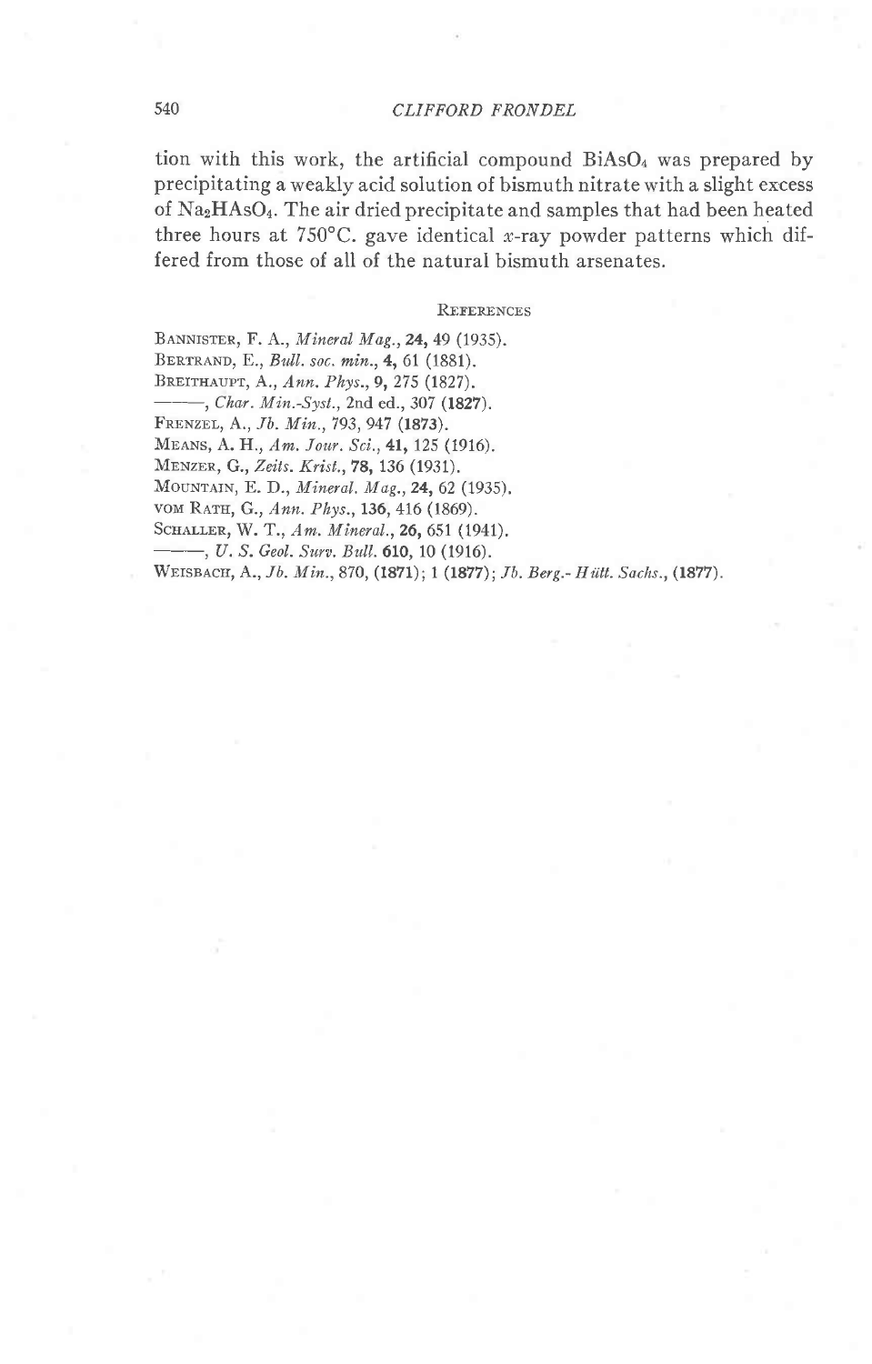tion with this work, the artificial compound $BiAsO_4$ was prepared by precipitating a weakly acid solution of bismuth nitrate with a slight excess of $Na_2HAsO_4$. The air dried precipitate and samples that had been heated three hours at 750°C. gave identical *x*-ray powder patterns which differed from those of all of the natural bismuth arsenates.

## References

Bannister, F. A., *Mineral Mag.*, **24**, 49 (1935).
Bertrand, E., *Bull. soc. min.*, **4**, 61 (1881).
Breithaupt, A., *Ann. Phys.*, **9**, 275 (1827).
——, *Char. Min.-Syst.*, 2nd ed., 307 (1827).
Frenzel, A., *Jb. Min.*, 793, 947 (1873).
Means, A. H., *Am. Jour. Sci.*, **41**, 125 (1916).
Menzer, G., *Zeits. Krist.*, **78**, 136 (1931).
Mountain, E. D., *Mineral. Mag.*, **24**, 62 (1935).
vom Rath, G., *Ann. Phys.*, **136**, 416 (1869).
Schaller, W. T., *Am. Mineral.*, **26**, 651 (1941).
——, *U. S. Geol. Surv. Bull.* **610**, 10 (1916).
Weisbach, A., *Jb. Min.*, 870, (1871); 1 (1877); *Jb. Berg.-Hütt. Sachs.*, (1877).